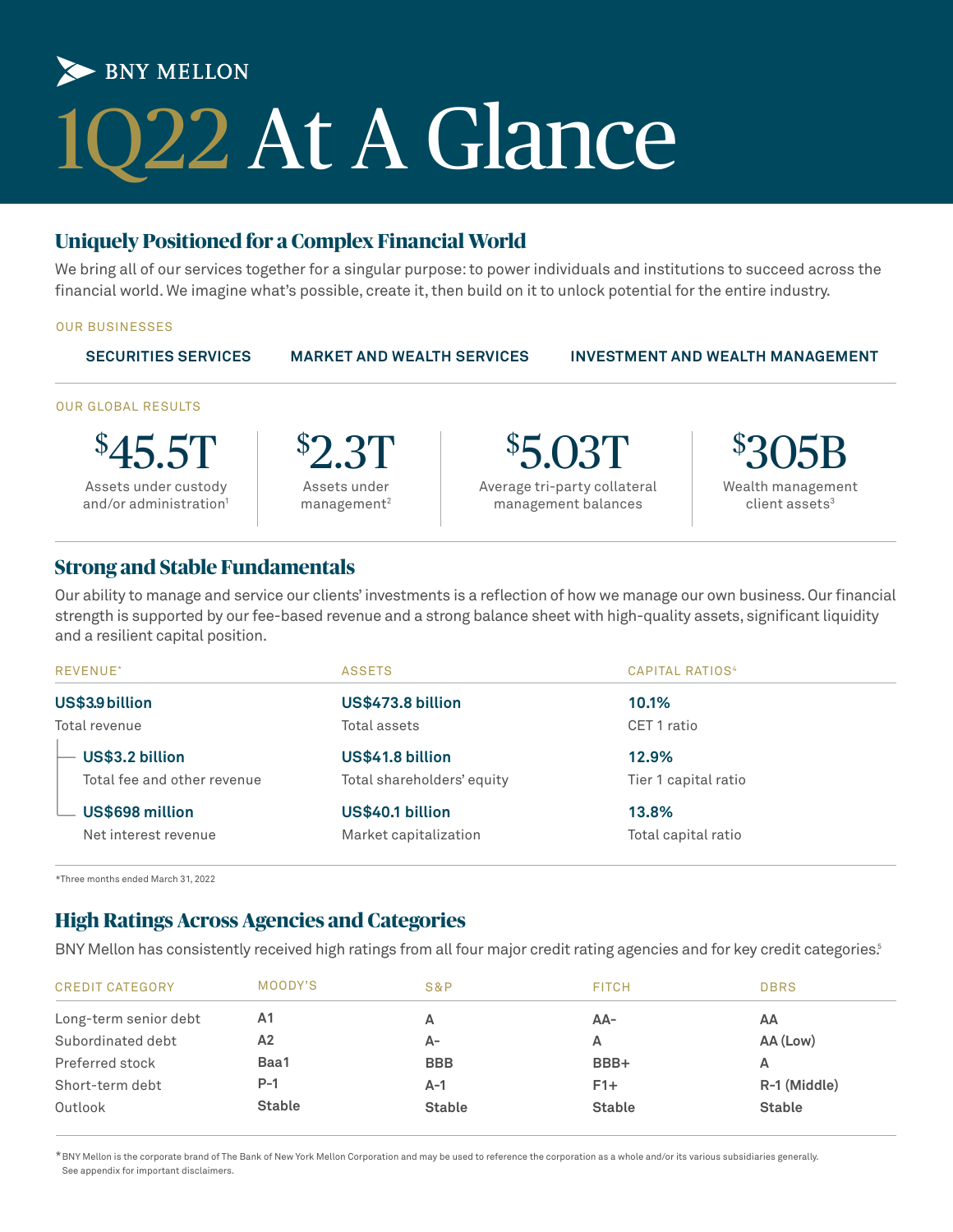BNY MELLON

# 1Q22 At A Glance

## Uniquely Positioned for a Complex Financial World

We bring all of our services together for a singular purpose: to power individuals and institutions to succeed across the financial world. We imagine what's possible, create it, then build on it to unlock potential for the entire industry.

OUR BUSINESSES

**SECURITIES SERVICES** | **MARKET AND WEALTH SERVICES** | **INVESTMENT AND WEALTH MANAGEMENT**

OUR GLOBAL RESULTS

| $45.5T | $2.3T | $5.03T | $305B |
|---|---|---|---|
| Assets under custody and/or administration[1] | Assets under management[2] | Average tri-party collateral management balances | Wealth management client assets[3] |

## Strong and Stable Fundamentals

Our ability to manage and service our clients' investments is a reflection of how we manage our own business. Our financial strength is supported by our fee-based revenue and a strong balance sheet with high-quality assets, significant liquidity and a resilient capital position.

| REVENUE* | ASSETS | CAPITAL RATIOS[4] |
|---|---|---|
| **US$3.9 billion** Total revenue | **US$473.8 billion** Total assets | **10.1%** CET 1 ratio |
| **US$3.2 billion** Total fee and other revenue | **US$41.8 billion** Total shareholders' equity | **12.9%** Tier 1 capital ratio |
| **US$698 million** Net interest revenue | **US$40.1 billion** Market capitalization | **13.8%** Total capital ratio |

*Three months ended March 31, 2022

## High Ratings Across Agencies and Categories

BNY Mellon has consistently received high ratings from all four major credit rating agencies and for key credit categories.[5]

| CREDIT CATEGORY | MOODY'S | S&P | FITCH | DBRS |
|---|---|---|---|---|
| Long-term senior debt | A1 | A | AA- | AA |
| Subordinated debt | A2 | A- | A | AA (Low) |
| Preferred stock | Baa1 | BBB | BBB+ | A |
| Short-term debt | P-1 | A-1 | F1+ | R-1 (Middle) |
| Outlook | Stable | Stable | Stable | Stable |

*BNY Mellon is the corporate brand of The Bank of New York Mellon Corporation and may be used to reference the corporation as a whole and/or its various subsidiaries generally. See appendix for important disclaimers.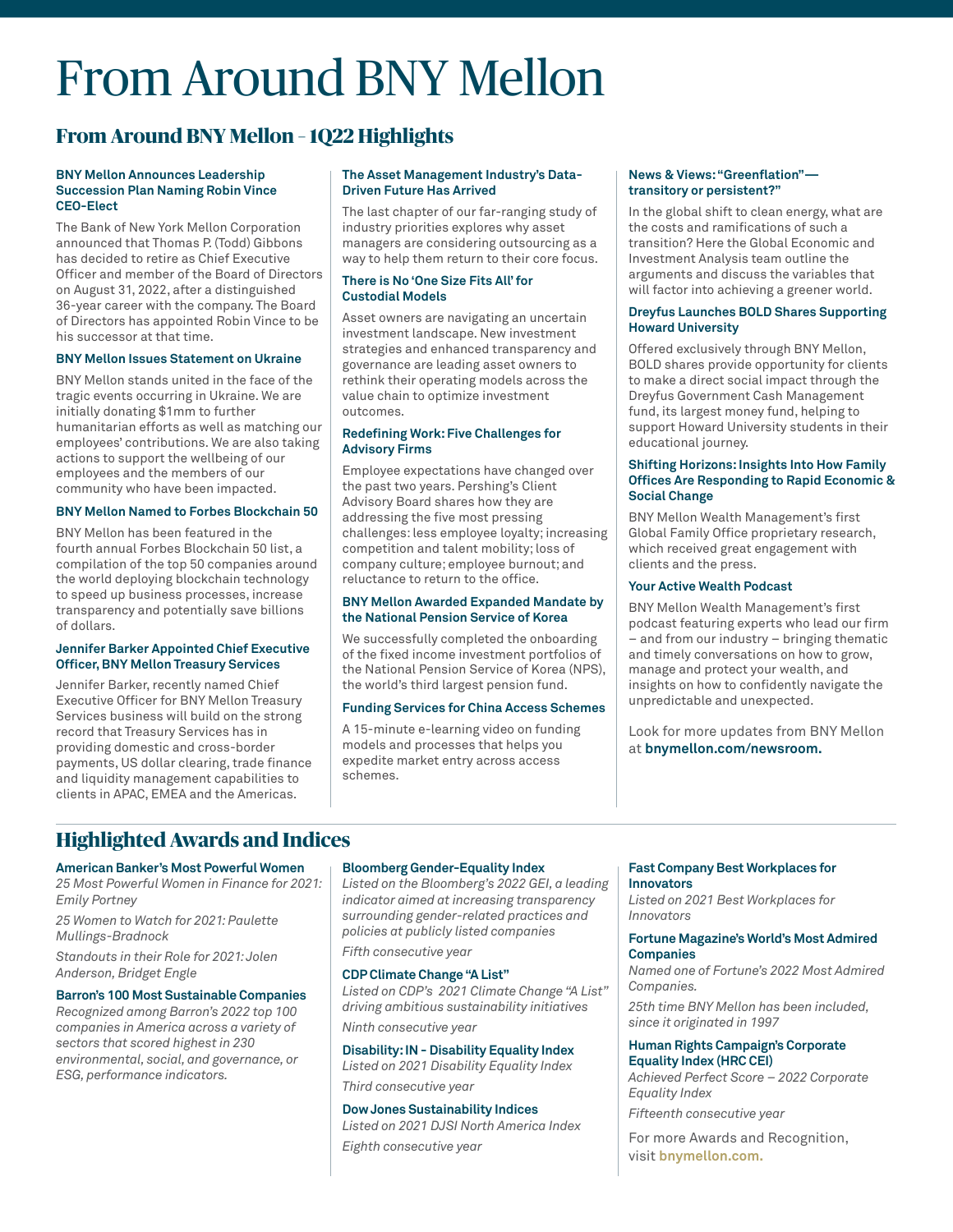# From Around BNY Mellon

## From Around BNY Mellon – 1Q22 Highlights

### BNY Mellon Announces Leadership Succession Plan Naming Robin Vince CEO-Elect

The Bank of New York Mellon Corporation announced that Thomas P. (Todd) Gibbons has decided to retire as Chief Executive Officer and member of the Board of Directors on August 31, 2022, after a distinguished 36-year career with the company. The Board of Directors has appointed Robin Vince to be his successor at that time.

### BNY Mellon Issues Statement on Ukraine

BNY Mellon stands united in the face of the tragic events occurring in Ukraine. We are initially donating $1mm to further humanitarian efforts as well as matching our employees' contributions. We are also taking actions to support the wellbeing of our employees and the members of our community who have been impacted.

### BNY Mellon Named to Forbes Blockchain 50

BNY Mellon has been featured in the fourth annual Forbes Blockchain 50 list, a compilation of the top 50 companies around the world deploying blockchain technology to speed up business processes, increase transparency and potentially save billions of dollars.

### Jennifer Barker Appointed Chief Executive Officer, BNY Mellon Treasury Services

Jennifer Barker, recently named Chief Executive Officer for BNY Mellon Treasury Services business will build on the strong record that Treasury Services has in providing domestic and cross-border payments, US dollar clearing, trade finance and liquidity management capabilities to clients in APAC, EMEA and the Americas.

### The Asset Management Industry's Data-Driven Future Has Arrived

The last chapter of our far-ranging study of industry priorities explores why asset managers are considering outsourcing as a way to help them return to their core focus.

### There is No 'One Size Fits All' for Custodial Models

Asset owners are navigating an uncertain investment landscape. New investment strategies and enhanced transparency and governance are leading asset owners to rethink their operating models across the value chain to optimize investment outcomes.

### Redefining Work: Five Challenges for Advisory Firms

Employee expectations have changed over the past two years. Pershing's Client Advisory Board shares how they are addressing the five most pressing challenges: less employee loyalty; increasing competition and talent mobility; loss of company culture; employee burnout; and reluctance to return to the office.

### BNY Mellon Awarded Expanded Mandate by the National Pension Service of Korea

We successfully completed the onboarding of the fixed income investment portfolios of the National Pension Service of Korea (NPS), the world's third largest pension fund.

### Funding Services for China Access Schemes

A 15-minute e-learning video on funding models and processes that helps you expedite market entry across access schemes.

### News & Views: "Greenflation"— transitory or persistent?"

In the global shift to clean energy, what are the costs and ramifications of such a transition? Here the Global Economic and Investment Analysis team outline the arguments and discuss the variables that will factor into achieving a greener world.

### Dreyfus Launches BOLD Shares Supporting Howard University

Offered exclusively through BNY Mellon, BOLD shares provide opportunity for clients to make a direct social impact through the Dreyfus Government Cash Management fund, its largest money fund, helping to support Howard University students in their educational journey.

### Shifting Horizons: Insights Into How Family Offices Are Responding to Rapid Economic & Social Change

BNY Mellon Wealth Management's first Global Family Office proprietary research, which received great engagement with clients and the press.

### Your Active Wealth Podcast

BNY Mellon Wealth Management's first podcast featuring experts who lead our firm – and from our industry – bringing thematic and timely conversations on how to grow, manage and protect your wealth, and insights on how to confidently navigate the unpredictable and unexpected.

Look for more updates from BNY Mellon at **bnymellon.com/newsroom.**

## Highlighted Awards and Indices

### American Banker's Most Powerful Women

*25 Most Powerful Women in Finance for 2021: Emily Portney*

*25 Women to Watch for 2021: Paulette Mullings-Bradnock*

*Standouts in their Role for 2021: Jolen Anderson, Bridget Engle*

### Barron's 100 Most Sustainable Companies

*Recognized among Barron's 2022 top 100 companies in America across a variety of sectors that scored highest in 230 environmental, social, and governance, or ESG, performance indicators.*

### Bloomberg Gender-Equality Index

*Listed on the Bloomberg's 2022 GEI, a leading indicator aimed at increasing transparency surrounding gender-related practices and policies at publicly listed companies*

*Fifth consecutive year*

### CDP Climate Change "A List"

*Listed on CDP's 2021 Climate Change "A List" driving ambitious sustainability initiatives*

*Ninth consecutive year*

### Disability: IN - Disability Equality Index

*Listed on 2021 Disability Equality Index*

*Third consecutive year*

### Dow Jones Sustainability Indices

*Listed on 2021 DJSI North America Index*

*Eighth consecutive year*

### Fast Company Best Workplaces for Innovators

*Listed on 2021 Best Workplaces for Innovators*

### Fortune Magazine's World's Most Admired Companies

*Named one of Fortune's 2022 Most Admired Companies.*

*25th time BNY Mellon has been included, since it originated in 1997*

### Human Rights Campaign's Corporate Equality Index (HRC CEI)

*Achieved Perfect Score – 2022 Corporate Equality Index*

*Fifteenth consecutive year*

For more Awards and Recognition, visit **bnymellon.com.**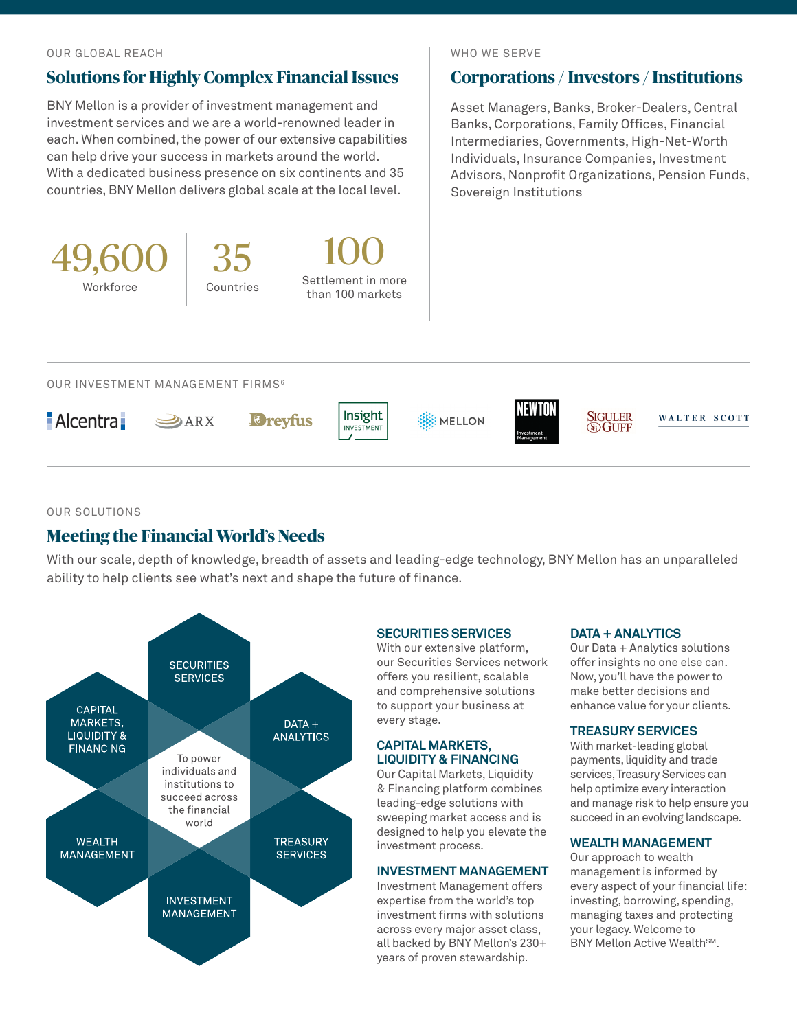OUR GLOBAL REACH

## Solutions for Highly Complex Financial Issues

BNY Mellon is a provider of investment management and investment services and we are a world-renowned leader in each. When combined, the power of our extensive capabilities can help drive your success in markets around the world. With a dedicated business presence on six continents and 35 countries, BNY Mellon delivers global scale at the local level.

**49,600**
Workforce

**35**
Countries

**100**
Settlement in more than 100 markets

WHO WE SERVE

## Corporations / Investors / Institutions

Asset Managers, Banks, Broker-Dealers, Central Banks, Corporations, Family Offices, Financial Intermediaries, Governments, High-Net-Worth Individuals, Insurance Companies, Investment Advisors, Nonprofit Organizations, Pension Funds, Sovereign Institutions

OUR INVESTMENT MANAGEMENT FIRMS[6]

Alcentra, ARX, Dreyfus, Insight Investment, Mellon, Newton Investment Management, Siguler Guff, Walter Scott

OUR SOLUTIONS

## Meeting the Financial World's Needs

With our scale, depth of knowledge, breadth of assets and leading-edge technology, BNY Mellon has an unparalleled ability to help clients see what's next and shape the future of finance.

SECURITIES SERVICES
CAPITAL MARKETS, LIQUIDITY & FINANCING
DATA + ANALYTICS
WEALTH MANAGEMENT
TREASURY SERVICES
INVESTMENT MANAGEMENT

To power individuals and institutions to succeed across the financial world

### SECURITIES SERVICES

With our extensive platform, our Securities Services network offers you resilient, scalable and comprehensive solutions to support your business at every stage.

### CAPITAL MARKETS, LIQUIDITY & FINANCING

Our Capital Markets, Liquidity & Financing platform combines leading-edge solutions with sweeping market access and is designed to help you elevate the investment process.

### INVESTMENT MANAGEMENT

Investment Management offers expertise from the world's top investment firms with solutions across every major asset class, all backed by BNY Mellon's 230+ years of proven stewardship.

### DATA + ANALYTICS

Our Data + Analytics solutions offer insights no one else can. Now, you'll have the power to make better decisions and enhance value for your clients.

### TREASURY SERVICES

With market-leading global payments, liquidity and trade services, Treasury Services can help optimize every interaction and manage risk to help ensure you succeed in an evolving landscape.

### WEALTH MANAGEMENT

Our approach to wealth management is informed by every aspect of your financial life: investing, borrowing, spending, managing taxes and protecting your legacy. Welcome to BNY Mellon Active Wealth℠.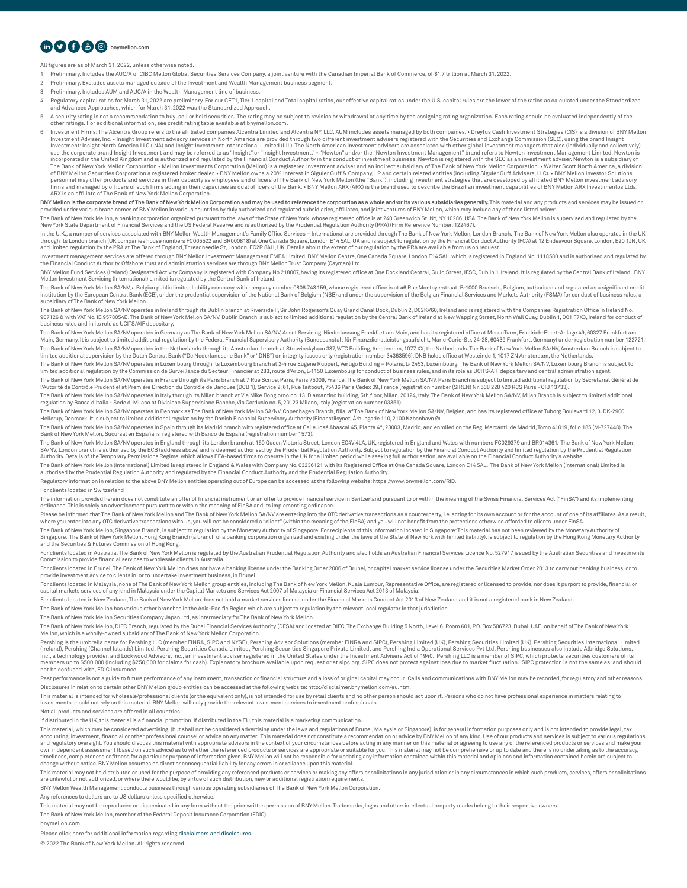bnymellon.com

All figures are as of March 31, 2022, unless otherwise noted.

1. Preliminary. Includes the AUC/A of CIBC Mellon Global Securities Services Company, a joint venture with the Canadian Imperial Bank of Commerce, of $1.7 trillion at March 31, 2022.
2. Preliminary. Excludes assets managed outside of the Investment and Wealth Management business segment.
3. Preliminary. Includes AUM and AUC/A in the Wealth Management line of business.
4. Regulatory capital ratios for March 31, 2022 are preliminary. For our CET1, Tier 1 capital and Total capital ratios, our effective capital ratios under the U.S. capital rules are the lower of the ratios as calculated under the Standardized and Advanced Approaches, which for March 31, 2022 was the Standardized Approach.
5. A security rating is not a recommendation to buy, sell or hold securities. The rating may be subject to revision or withdrawal at any time by the assigning rating organization. Each rating should be evaluated independently of the other ratings. For additional information, see credit rating table available at bnymellon.com.
6. Investment Firms: The Alcentra Group refers to the affiliated companies Alcentra Limited and Alcentra NY, LLC. AUM includes assets managed by both companies. • Dreyfus Cash Investment Strategies (CIS) is a division of BNY Mellon Investment Adviser, Inc. • Insight Investment advisory services in North America are provided through two different investment advisers registered with the Securities and Exchange Commission (SEC), using the brand Insight Investment: Insight North America LLC (INA) and Insight Investment International Limited (IIIL). The North American investment advisers are associated with other global investment managers that also (individually and collectively) use the corporate brand Insight Investment and may be referred to as "Insight" or "Insight Investment." • "Newton" and/or the "Newton Investment Management" brand refers to Newton Investment Management Limited. Newton is incorporated in the United Kingdom and is authorized and regulated by the Financial Conduct Authority in the conduct of investment business. Newton is registered with the SEC as an investment adviser. Newton is a subsidiary of The Bank of New York Mellon Corporation • Mellon Investments Corporation (Mellon) is a registered investment adviser and an indirect subsidiary of The Bank of New York Mellon Corporation. • Walter Scott North America, a division of BNY Mellon Securities Corporation a registered broker dealer. • BNY Mellon owns a 20% interest in Siguler Guff & Company, LP and certain related entities (including Siguler Guff Advisers, LLC). • BNY Mellon Investor Solutions personnel may offer products and services in their capacity as employees and officers of The Bank of New York Mellon (the "Bank"), including investment strategies that are developed by affiliated BNY Mellon investment advisory firms and managed by officers of such firms acting in their capacities as dual officers of the Bank. • BNY Mellon ARX (ARX) is the brand used to describe the Brazilian investment capabilities of BNY Mellon ARX Investimentos Ltda. ARX is an affiliate of The Bank of New York Mellon Corporation.

**BNY Mellon is the corporate brand of The Bank of New York Mellon Corporation and may be used to reference the corporation as a whole and/or its various subsidiaries generally.** This material and any products and services may be issued or provided under various brand names of BNY Mellon in various countries by duly authorized and regulated subsidiaries, affiliates, and joint ventures of BNY Mellon, which may include any of those listed below:

The Bank of New York Mellon, a banking corporation organized pursuant to the laws of the State of New York, whose registered office is at 240 Greenwich St, NY, NY 10286, USA. The Bank of New York Mellon is supervised and regulated by the New York State Department of Financial Services and the US Federal Reserve and is authorized by the Prudential Regulation Authority (PRA) (Firm Reference Number: 122467).

In the U.K., a number of services associated with BNY Mellon Wealth Management's Family Office Services – International are provided through The Bank of New York Mellon, London Branch. The Bank of New York Mellon also operates in the UK through its London branch (UK companies house numbers FC005522 and BR000818) at One Canada Square, London E14 5AL, UK and is subject to regulation by the Financial Conduct Authority (FCA) at 12 Endeavour Square, London, E20 1JN, UK and limited regulation by the PRA at The Bank of England, Threadneedle St, London, EC2R 8AH, UK. Details about the extent of our regulation by the PRA are available from us on request.

Investment management services are offered through BNY Mellon Investment Management EMEA Limited, BNY Mellon Centre, One Canada Square, London E14 5AL, which is registered in England No. 1118580 and is authorised and regulated by the Financial Conduct Authority. Offshore trust and administration services are through BNY Mellon Trust Company (Cayman) Ltd.

BNY Mellon Fund Services (Ireland) Designated Activity Company is registered with Company No 218007, having its registered office at One Dockland Central, Guild Street, IFSC, Dublin 1, Ireland. It is regulated by the Central Bank of Ireland. BNY Mellon Investment Servicing (International) Limited is regulated by the Central Bank of Ireland.

The Bank of New York Mellon SA/NV, a Belgian public limited liability company, with company number 0806.743.159, whose registered office is at 46 Rue Montoyerstraat, B-1000 Brussels, Belgium, authorised and regulated as a significant credit institution by the European Central Bank (ECB), under the prudential supervision of the National Bank of Belgium (NBB) and under the supervision of the Belgian Financial Services and Markets Authority (FSMA) for conduct of business rules, a subsidiary of The Bank of New York Mellon.

The Bank of New York Mellon SA/NV operates in Ireland through its Dublin branch at Riverside II, Sir John Rogerson's Quay Grand Canal Dock, Dublin 2, D02KV60, Ireland and is registered with the Companies Registration Office in Ireland No. 907126 & with VAT No. IE 9578054E. The Bank of New York Mellon SA/NV, Dublin Branch is subject to limited additional regulation by the Central Bank of Ireland at New Wapping Street, North Wall Quay, Dublin 1, D01 F7X3, Ireland for conduct of business rules and in its role as UCITS/AIF depositary.

The Bank of New York Mellon SA/NV operates in Germany as The Bank of New York Mellon SA/NV, Asset Servicing, Niederlassung Frankfurt am Main, and has its registered office at MesseTurm, Friedrich-Ebert-Anlage 49, 60327 Frankfurt am Main, Germany. It is subject to limited additional regulation by the Federal Financial Supervisory Authority (Bundesanstalt für Finanzdienstleistungsaufsicht, Marie-Curie-Str. 24-28, 60439 Frankfurt, Germany) under registration number 122721.

The Bank of New York Mellon SA/NV operates in the Netherlands through its Amsterdam branch at Strawinskylaan 337, WTC Building, Amsterdam, 1077 XX, the Netherlands. The Bank of New York Mellon SA/NV, Amsterdam Branch is subject to limited additional supervision by the Dutch Central Bank ("De Nederlandsche Bank" or "DNB") on integrity issues only (registration number 34363596). DNB holds office at Westeinde 1, 1017 ZN Amsterdam, the Netherlands.

The Bank of New York Mellon SA/NV operates in Luxembourg through its Luxembourg branch at 2-4 rue Eugene Ruppert, Vertigo Building – Polaris, L- 2453, Luxembourg. The Bank of New York Mellon SA/NV, Luxembourg Branch is subject to limited additional regulation by the Commission de Surveillance du Secteur Financier at 283, route d'Arlon, L-1150 Luxembourg for conduct of business rules, and in its role as UCITS/AIF depositary and central administration agent.

The Bank of New York Mellon SA/NV operates in France through its Paris branch at 7 Rue Scribe, Paris, Paris 75009, France. The Bank of New York Mellon SA/NV, Paris Branch is subject to limited additional regulation by Secrétariat Général de l'Autorité de Contrôle Prudentiel et Première Direction du Contrôle de Banques (DCB 1), Service 2, 61, Rue Taitbout, 75436 Paris Cedex 09, France (registration number (SIREN) Nr. 538 228 420 RCS Paris - CIB 13733).

The Bank of New York Mellon SA/NV operates in Italy through its Milan branch at Via Mike Bongiorno no. 13, Diamantino building, 5th floor, Milan, 20124, Italy. The Bank of New York Mellon SA/NV, Milan Branch is subject to limited additional regulation by Banca d'Italia - Sede di Milano at Divisione Supervisione Banche, Via Cordusio no. 5, 20123 Milano, Italy (registration number 03351).

The Bank of New York Mellon SA/NV operates in Denmark as The Bank of New York Mellon SA/NV, Copenhagen Branch, filial af The Bank of New York Mellon SA/NV, Belgien, and has its registered office at Tuborg Boulevard 12, 3. DK-2900 Hellerup, Denmark. It is subject to limited additional regulation by the Danish Financial Supervisory Authority (Finanstilsynet, Århusgade 110, 2100 København Ø).

The Bank of New York Mellon SA/NV operates in Spain through its Madrid branch with registered office at Calle José Abascal 45, Planta 4ª, 28003, Madrid, and enrolled on the Reg. Mercantil de Madrid, Tomo 41019, folio 185 (M-727448). The Bank of New York Mellon, Sucursal en España is registered with Banco de España (registration number 1573).

The Bank of New York Mellon SA/NV operates in England through its London branch at 160 Queen Victoria Street, London EC4V 4LA, UK, registered in England and Wales with numbers FC029379 and BR014361. The Bank of New York Mellon SA/NV, London branch is authorized by the ECB (address above) and is deemed authorised by the Prudential Regulation Authority. Subject to regulation by the Financial Conduct Authority and limited regulation by the Prudential Regulation Authority. Details of the Temporary Permissions Regime, which allows EEA-based firms to operate in the UK for a limited period while seeking full authorisation, are available on the Financial Conduct Authority's website.

The Bank of New York Mellon (International) Limited is registered in England & Wales with Company No. 03236121 with its Registered Office at One Canada Square, London E14 5AL. The Bank of New York Mellon (International) Limited is authorised by the Prudential Regulation Authority and regulated by the Financial Conduct Authority and the Prudential Regulation Authority.

Regulatory information in relation to the above BNY Mellon entities operating out of Europe can be accessed at the following website: https://www.bnymellon.com/RID.

For clients located in Switzerland

The information provided herein does not constitute an offer of financial instrument or an offer to provide financial service in Switzerland pursuant to or within the meaning of the Swiss Financial Services Act ("FinSA") and its implementing ordinance. This is solely an advertisement pursuant to or within the meaning of FinSA and its implementing ordinance.

Please be informed that The Bank of New York Mellon and The Bank of New York Mellon SA/NV are entering into the OTC derivative transactions as a counterparty, i.e. acting for its own account or for the account of one of its affiliates. As a result, where you enter into any OTC derivative transactions with us, you will not be considered a "client" (within the meaning of the FinSA) and you will not benefit from the protections otherwise afforded to clients under FinSA.

The Bank of New York Mellon, Singapore Branch, is subject to regulation by the Monetary Authority of Singapore. For recipients of this information located in Singapore: This material has not been reviewed by the Monetary Authority of Singapore. The Bank of New York Mellon, Hong Kong Branch (a branch of a banking corporation organized and existing under the laws of the State of New York with limited liability), is subject to regulation by the Hong Kong Monetary Authority and the Securities & Futures Commission of Hong Kong.

For clients located in Australia, The Bank of New York Mellon is regulated by the Australian Prudential Regulation Authority and also holds an Australian Financial Services Licence No. 527917 issued by the Australian Securities and Investments Commission to provide financial services to wholesale clients in Australia.

For clients located in Brunei, The Bank of New York Mellon does not have a banking license under the Banking Order 2006 of Brunei, or capital market service license under the Securities Market Order 2013 to carry out banking business, or to provide investment advice to clients in, or to undertake investment business, in Brunei.

For clients located in Malaysia, none of The Bank of New York Mellon group entities, including The Bank of New York Mellon, Kuala Lumpur, Representative Office, are registered or licensed to provide, nor does it purport to provide, financial or capital markets services of any kind in Malaysia under the Capital Markets and Services Act 2007 of Malaysia or Financial Services Act 2013 of Malaysia.

For clients located in New Zealand, The Bank of New York Mellon does not hold a market services license under the Financial Markets Conduct Act 2013 of New Zealand and it is not a registered bank in New Zealand.

The Bank of New York Mellon has various other branches in the Asia-Pacific Region which are subject to regulation by the relevant local regulator in that jurisdiction.

The Bank of New York Mellon Securities Company Japan Ltd, as intermediary for The Bank of New York Mellon.

The Bank of New York Mellon, DIFC Branch, regulated by the Dubai Financial Services Authority (DFSA) and located at DIFC, The Exchange Building 5 North, Level 6, Room 601, P.O. Box 506723, Dubai, UAE, on behalf of The Bank of New York Mellon, which is a wholly-owned subsidiary of The Bank of New York Mellon Corporation.

Pershing is the umbrella name for Pershing LLC (member FINRA, SIPC and NYSE), Pershing Advisor Solutions (member FINRA and SIPC), Pershing Limited (UK), Pershing Securities Limited (UK), Pershing Securities International Limited (Ireland), Pershing (Channel Islands) Limited, Pershing Securities Canada Limited, Pershing Securities Singapore Private Limited, and Pershing India Operational Services Pvt Ltd. Pershing businesses also include Albridge Solutions, Inc., a technology provider, and Lockwood Advisors, Inc., an investment adviser registered in the United States under the Investment Advisers Act of 1940. Pershing LLC is a member of SIPC, which protects securities customers of its members up to $500,000 (including $250,000 for claims for cash). Explanatory brochure available upon request or at sipc.org. SIPC does not protect against loss due to market fluctuation. SIPC protection is not the same as, and should not be confused with, FDIC insurance.

Past performance is not a guide to future performance of any instrument, transaction or financial structure and a loss of original capital may occur. Calls and communications with BNY Mellon may be recorded, for regulatory and other reasons.

Disclosures in relation to certain other BNY Mellon group entities can be accessed at the following website: http://disclaimer.bnymellon.com/eu.htm.

This material is intended for wholesale/professional clients (or the equivalent only), is not intended for use by retail clients and no other person should act upon it. Persons who do not have professional experience in matters relating to investments should not rely on this material. BNY Mellon will only provide the relevant investment services to investment professionals.

Not all products and services are offered in all countries.

If distributed in the UK, this material is a financial promotion. If distributed in the EU, this material is a marketing communication.

This material, which may be considered advertising, (but shall not be considered advertising under the laws and regulations of Brunei, Malaysia or Singapore), is for general information purposes only and is not intended to provide legal, tax, accounting, investment, financial or other professional counsel or advice on any matter. This material does not constitute a recommendation or advice by BNY Mellon of any kind. Use of our products and services is subject to various regulations and regulatory oversight. You should discuss this material with appropriate advisors in the context of your circumstances before acting in any manner on this material or agreeing to use any of the referenced products or services and make your own independent assessment (based on such advice) as to whether the referenced products or services are appropriate or suitable for you. This material may not be comprehensive or up to date and there is no undertaking as to the accuracy, timeliness, completeness or fitness for a particular purpose of information given. BNY Mellon will not be responsible for updating any information contained within this material and opinions and information contained herein are subject to change without notice. BNY Mellon assumes no direct or consequential liability for any errors in or reliance upon this material.

This material may not be distributed or used for the purpose of providing any referenced products or services or making any offers or solicitations in any jurisdiction or in any circumstances in which such products, services, offers or solicitations are unlawful or not authorized, or where there would be, by virtue of such distribution, new or additional registration requirements.

BNY Mellon Wealth Management conducts business through various operating subsidiaries of The Bank of New York Mellon Corporation.

Any references to dollars are to US dollars unless specified otherwise.

This material may not be reproduced or disseminated in any form without the prior written permission of BNY Mellon. Trademarks, logos and other intellectual property marks belong to their respective owners.

The Bank of New York Mellon, member of the Federal Deposit Insurance Corporation (FDIC).

bnymellon.com

Please click here for additional information regarding disclaimers and disclosures.

© 2022 The Bank of New York Mellon. All rights reserved.